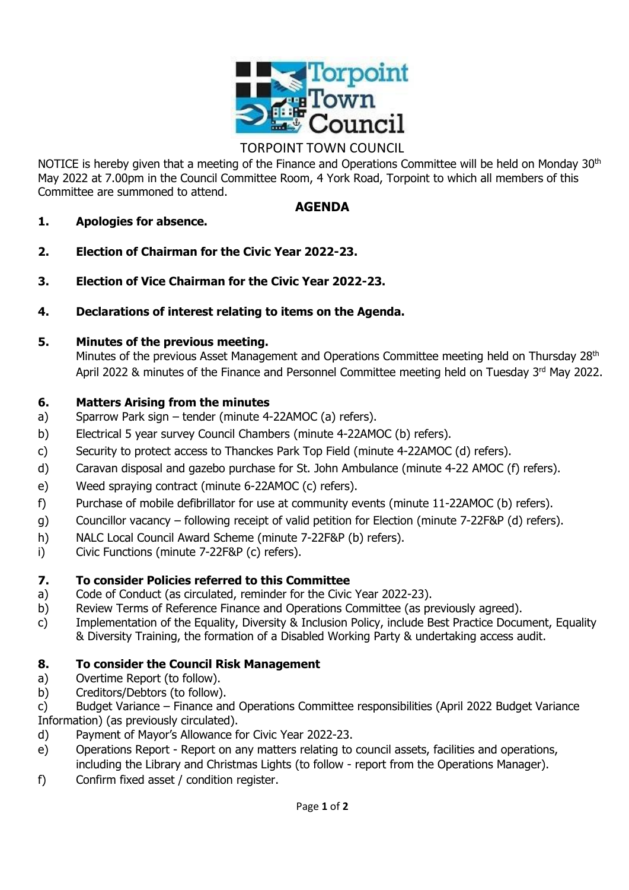# TORPOINT TOWN COUNCIL

NOTICE is hereby given that a meeting of the Finance and Operations Committee will be held on Monday 30th May 2022 at 7.00pm in the Council Committee Room, 4 York Road, Torpoint to which all members of this Committee are summoned to attend.

## AGENDA

**1. Apologies for absence.**

**2. Election of Chairman for the Civic Year 2022-23.**

**3. Election of Vice Chairman for the Civic Year 2022-23.**

**4. Declarations of interest relating to items on the Agenda.**

**5. Minutes of the previous meeting.**

Minutes of the previous Asset Management and Operations Committee meeting held on Thursday 28th April 2022 & minutes of the Finance and Personnel Committee meeting held on Tuesday 3rd May 2022.

**6. Matters Arising from the minutes**

a) Sparrow Park sign – tender (minute 4-22AMOC (a) refers).
b) Electrical 5 year survey Council Chambers (minute 4-22AMOC (b) refers).
c) Security to protect access to Thanckes Park Top Field (minute 4-22AMOC (d) refers).
d) Caravan disposal and gazebo purchase for St. John Ambulance (minute 4-22 AMOC (f) refers).
e) Weed spraying contract (minute 6-22AMOC (c) refers).
f) Purchase of mobile defibrillator for use at community events (minute 11-22AMOC (b) refers).
g) Councillor vacancy – following receipt of valid petition for Election (minute 7-22F&P (d) refers).
h) NALC Local Council Award Scheme (minute 7-22F&P (b) refers).
i) Civic Functions (minute 7-22F&P (c) refers).

**7. To consider Policies referred to this Committee**

a) Code of Conduct (as circulated, reminder for the Civic Year 2022-23).
b) Review Terms of Reference Finance and Operations Committee (as previously agreed).
c) Implementation of the Equality, Diversity & Inclusion Policy, include Best Practice Document, Equality & Diversity Training, the formation of a Disabled Working Party & undertaking access audit.

**8. To consider the Council Risk Management**

a) Overtime Report (to follow).
b) Creditors/Debtors (to follow).
c) Budget Variance – Finance and Operations Committee responsibilities (April 2022 Budget Variance Information) (as previously circulated).
d) Payment of Mayor's Allowance for Civic Year 2022-23.
e) Operations Report - Report on any matters relating to council assets, facilities and operations, including the Library and Christmas Lights (to follow - report from the Operations Manager).
f) Confirm fixed asset / condition register.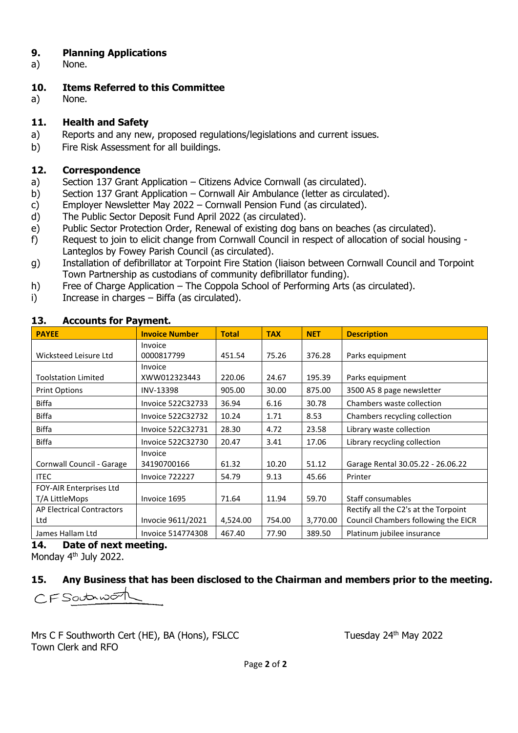## 9. Planning Applications

a) None.

## 10. Items Referred to this Committee

a) None.

## 11. Health and Safety

a) Reports and any new, proposed regulations/legislations and current issues.
b) Fire Risk Assessment for all buildings.

## 12. Correspondence

a) Section 137 Grant Application – Citizens Advice Cornwall (as circulated).
b) Section 137 Grant Application – Cornwall Air Ambulance (letter as circulated).
c) Employer Newsletter May 2022 – Cornwall Pension Fund (as circulated).
d) The Public Sector Deposit Fund April 2022 (as circulated).
e) Public Sector Protection Order, Renewal of existing dog bans on beaches (as circulated).
f) Request to join to elicit change from Cornwall Council in respect of allocation of social housing - Lanteglos by Fowey Parish Council (as circulated).
g) Installation of defibrillator at Torpoint Fire Station (liaison between Cornwall Council and Torpoint Town Partnership as custodians of community defibrillator funding).
h) Free of Charge Application – The Coppola School of Performing Arts (as circulated).
i) Increase in charges – Biffa (as circulated).

## 13. Accounts for Payment.

| PAYEE | Invoice Number | Total | TAX | NET | Description |
|---|---|---|---|---|---|
| Wicksteed Leisure Ltd | Invoice 0000817799 | 451.54 | 75.26 | 376.28 | Parks equipment |
| Toolstation Limited | Invoice XWW012323443 | 220.06 | 24.67 | 195.39 | Parks equipment |
| Print Options | INV-13398 | 905.00 | 30.00 | 875.00 | 3500 A5 8 page newsletter |
| Biffa | Invoice 522C32733 | 36.94 | 6.16 | 30.78 | Chambers waste collection |
| Biffa | Invoice 522C32732 | 10.24 | 1.71 | 8.53 | Chambers recycling collection |
| Biffa | Invoice 522C32731 | 28.30 | 4.72 | 23.58 | Library waste collection |
| Biffa | Invoice 522C32730 | 20.47 | 3.41 | 17.06 | Library recycling collection |
| Cornwall Council - Garage | Invoice 34190700166 | 61.32 | 10.20 | 51.12 | Garage Rental 30.05.22 - 26.06.22 |
| ITEC | Invoice 722227 | 54.79 | 9.13 | 45.66 | Printer |
| FOY-AIR Enterprises Ltd T/A LittleMops | Invoice 1695 | 71.64 | 11.94 | 59.70 | Staff consumables |
| AP Electrical Contractors Ltd | Invocie 9611/2021 | 4,524.00 | 754.00 | 3,770.00 | Rectify all the C2's at the Torpoint Council Chambers following the EICR |
| James Hallam Ltd | Invoice 514774308 | 467.40 | 77.90 | 389.50 | Platinum jubilee insurance |

## 14. Date of next meeting.

Monday 4th July 2022.

## 15. Any Business that has been disclosed to the Chairman and members prior to the meeting.

CF Southworth

Mrs C F Southworth Cert (HE), BA (Hons), FSLCC
Town Clerk and RFO

Tuesday 24th May 2022